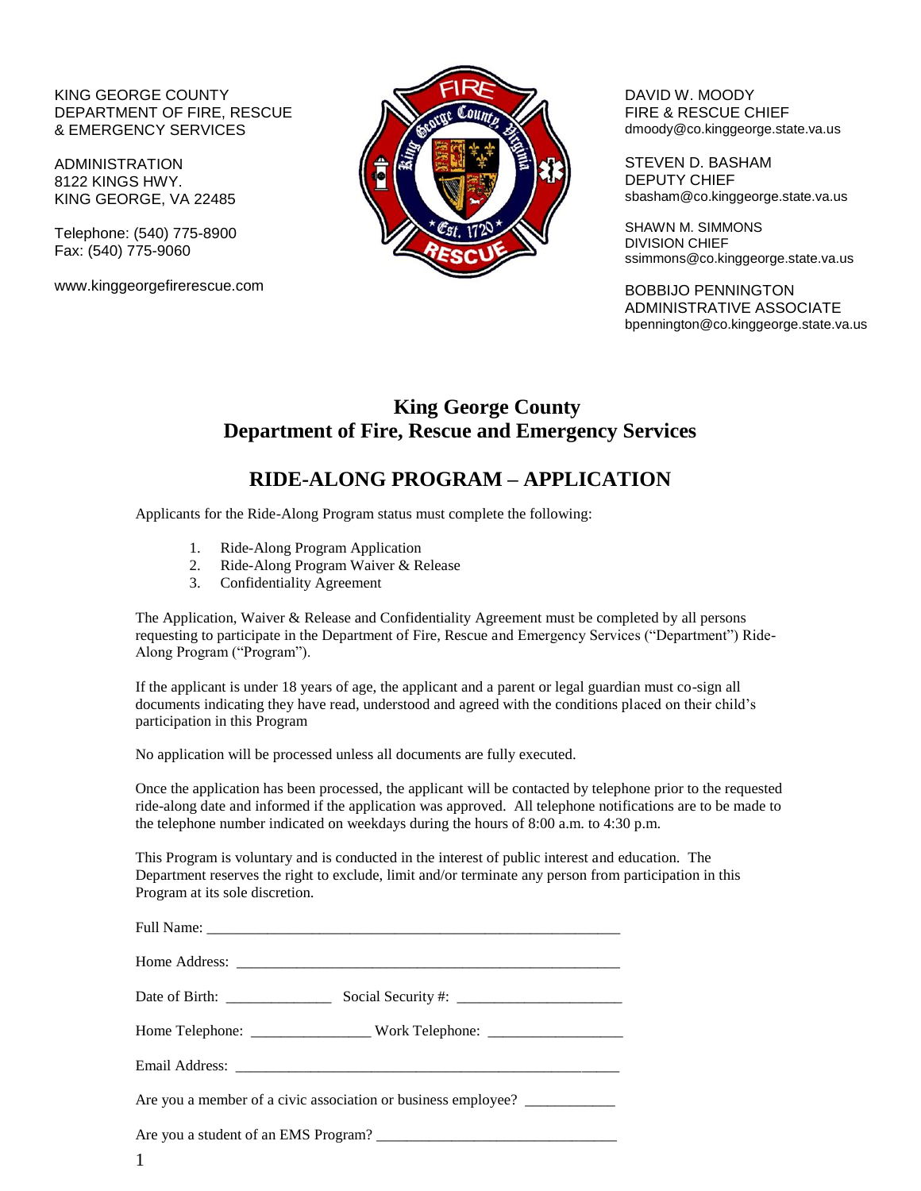KING GEORGE COUNTY
DEPARTMENT OF FIRE, RESCUE
& EMERGENCY SERVICES

ADMINISTRATION
8122 KINGS HWY.
KING GEORGE, VA 22485

Telephone: (540) 775-8900
Fax: (540) 775-9060

www.kinggeorgefirerescue.com

DAVID W. MOODY
FIRE & RESCUE CHIEF
dmoody@co.kinggeorge.state.va.us

STEVEN D. BASHAM
DEPUTY CHIEF
sbasham@co.kinggeorge.state.va.us

SHAWN M. SIMMONS
DIVISION CHIEF
ssimmons@co.kinggeorge.state.va.us

BOBBIJO PENNINGTON
ADMINISTRATIVE ASSOCIATE
bpennington@co.kinggeorge.state.va.us

# King George County
# Department of Fire, Rescue and Emergency Services

## RIDE-ALONG PROGRAM – APPLICATION

Applicants for the Ride-Along Program status must complete the following:

1. Ride-Along Program Application
2. Ride-Along Program Waiver & Release
3. Confidentiality Agreement

The Application, Waiver & Release and Confidentiality Agreement must be completed by all persons requesting to participate in the Department of Fire, Rescue and Emergency Services ("Department") Ride-Along Program ("Program").

If the applicant is under 18 years of age, the applicant and a parent or legal guardian must co-sign all documents indicating they have read, understood and agreed with the conditions placed on their child's participation in this Program

No application will be processed unless all documents are fully executed.

Once the application has been processed, the applicant will be contacted by telephone prior to the requested ride-along date and informed if the application was approved. All telephone notifications are to be made to the telephone number indicated on weekdays during the hours of 8:00 a.m. to 4:30 p.m.

This Program is voluntary and is conducted in the interest of public interest and education. The Department reserves the right to exclude, limit and/or terminate any person from participation in this Program at its sole discretion.

Full Name: ___________________________________________________________

Home Address: _______________________________________________________

Date of Birth: ______________ Social Security #: ______________________

Home Telephone: ________________ Work Telephone: __________________

Email Address: _______________________________________________________

Are you a member of a civic association or business employee? ____________

Are you a student of an EMS Program? ________________________________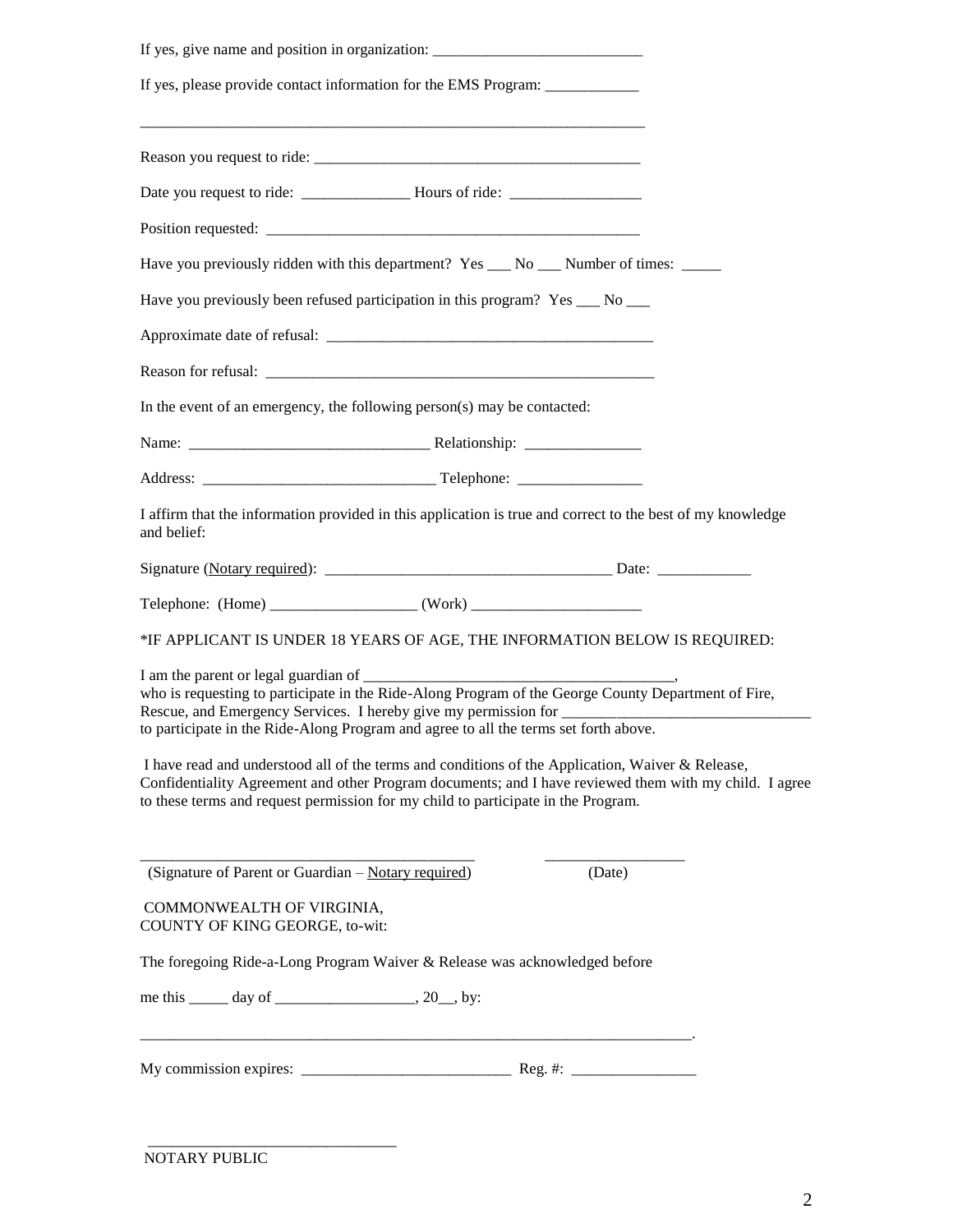If yes, give name and position in organization: ___________________________

If yes, please provide contact information for the EMS Program: ____________

___________________________________________________________________

Reason you request to ride: ___________________________________________

Date you request to ride: ______________ Hours of ride: _________________

Position requested: ________________________________________________

Have you previously ridden with this department? Yes ___ No ___ Number of times: _____

Have you previously been refused participation in this program? Yes ___ No ___

Approximate date of refusal: ___________________________________________

Reason for refusal: ___________________________________________________

In the event of an emergency, the following person(s) may be contacted:

Name: _______________________________ Relationship: _______________

Address: ______________________________ Telephone: ________________

I affirm that the information provided in this application is true and correct to the best of my knowledge and belief:

Signature (<u>Notary required</u>): _____________________________________ Date: ____________

Telephone: (Home) ___________________ (Work) ______________________

*IF APPLICANT IS UNDER 18 YEARS OF AGE, THE INFORMATION BELOW IS REQUIRED:

I am the parent or legal guardian of __________________________________________, who is requesting to participate in the Ride-Along Program of the George County Department of Fire, Rescue, and Emergency Services. I hereby give my permission for ________________________________ to participate in the Ride-Along Program and agree to all the terms set forth above.

I have read and understood all of the terms and conditions of the Application, Waiver & Release, Confidentiality Agreement and other Program documents; and I have reviewed them with my child. I agree to these terms and request permission for my child to participate in the Program.

_____________________________________________ __________________

(Signature of Parent or Guardian – <u>Notary required</u>) (Date)

COMMONWEALTH OF VIRGINIA,
COUNTY OF KING GEORGE, to-wit:

The foregoing Ride-a-Long Program Waiver & Release was acknowledged before

me this _____ day of __________________, 20__, by:

_________________________________________________________________________.

My commission expires: ___________________________ Reg. #: ________________

_______________________________

NOTARY PUBLIC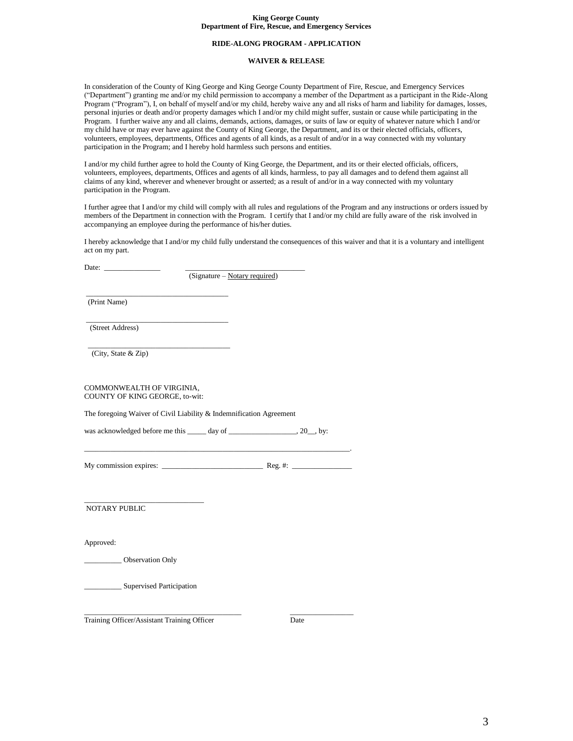**King George County**
**Department of Fire, Rescue, and Emergency Services**

**RIDE-ALONG PROGRAM - APPLICATION**

**WAIVER & RELEASE**

In consideration of the County of King George and King George County Department of Fire, Rescue, and Emergency Services ("Department") granting me and/or my child permission to accompany a member of the Department as a participant in the Ride-Along Program ("Program"), I, on behalf of myself and/or my child, hereby waive any and all risks of harm and liability for damages, losses, personal injuries or death and/or property damages which I and/or my child might suffer, sustain or cause while participating in the Program. I further waive any and all claims, demands, actions, damages, or suits of law or equity of whatever nature which I and/or my child have or may ever have against the County of King George, the Department, and its or their elected officials, officers, volunteers, employees, departments, Offices and agents of all kinds, as a result of and/or in a way connected with my voluntary participation in the Program; and I hereby hold harmless such persons and entities.

I and/or my child further agree to hold the County of King George, the Department, and its or their elected officials, officers, volunteers, employees, departments, Offices and agents of all kinds, harmless, to pay all damages and to defend them against all claims of any kind, wherever and whenever brought or asserted; as a result of and/or in a way connected with my voluntary participation in the Program.

I further agree that I and/or my child will comply with all rules and regulations of the Program and any instructions or orders issued by members of the Department in connection with the Program. I certify that I and/or my child are fully aware of the risk involved in accompanying an employee during the performance of his/her duties.

I hereby acknowledge that I and/or my child fully understand the consequences of this waiver and that it is a voluntary and intelligent act on my part.

Date: _______________ _______________________________
(Signature – Notary required)

_____________________________________
(Print Name)

_____________________________________
(Street Address)

_____________________________________
(City, State & Zip)

COMMONWEALTH OF VIRGINIA,
COUNTY OF KING GEORGE, to-wit:

The foregoing Waiver of Civil Liability & Indemnification Agreement

was acknowledged before me this _____ day of __________________, 20__, by:

_______________________________________________________________________.

My commission expires: ___________________________ Reg. #: ________________

_______________________________
NOTARY PUBLIC

Approved:

__________ Observation Only

__________ Supervised Participation

_________________________________________ _________________
Training Officer/Assistant Training Officer Date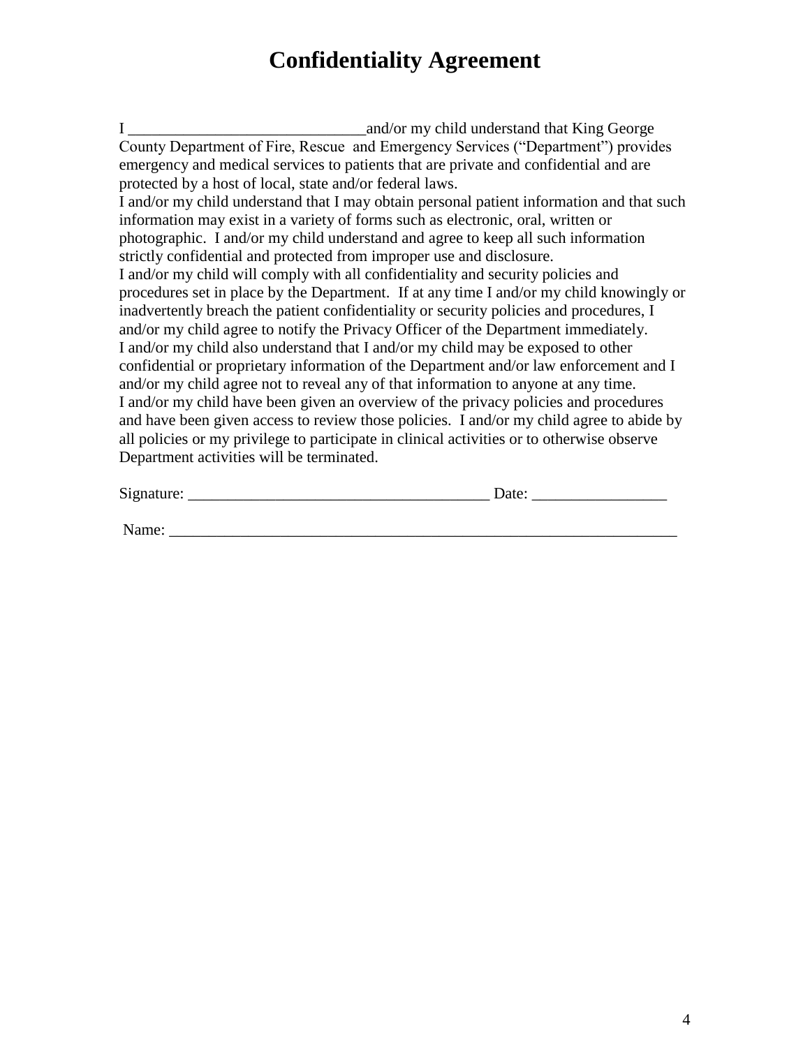# Confidentiality Agreement

I _____________________________and/or my child understand that King George County Department of Fire, Rescue and Emergency Services ("Department") provides emergency and medical services to patients that are private and confidential and are protected by a host of local, state and/or federal laws.

I and/or my child understand that I may obtain personal patient information and that such information may exist in a variety of forms such as electronic, oral, written or photographic. I and/or my child understand and agree to keep all such information strictly confidential and protected from improper use and disclosure.

I and/or my child will comply with all confidentiality and security policies and procedures set in place by the Department. If at any time I and/or my child knowingly or inadvertently breach the patient confidentiality or security policies and procedures, I and/or my child agree to notify the Privacy Officer of the Department immediately.

I and/or my child also understand that I and/or my child may be exposed to other confidential or proprietary information of the Department and/or law enforcement and I and/or my child agree not to reveal any of that information to anyone at any time.

I and/or my child have been given an overview of the privacy policies and procedures and have been given access to review those policies. I and/or my child agree to abide by all policies or my privilege to participate in clinical activities or to otherwise observe Department activities will be terminated.

Signature: _____________________________________ Date: ________________

Name: ______________________________________________________________